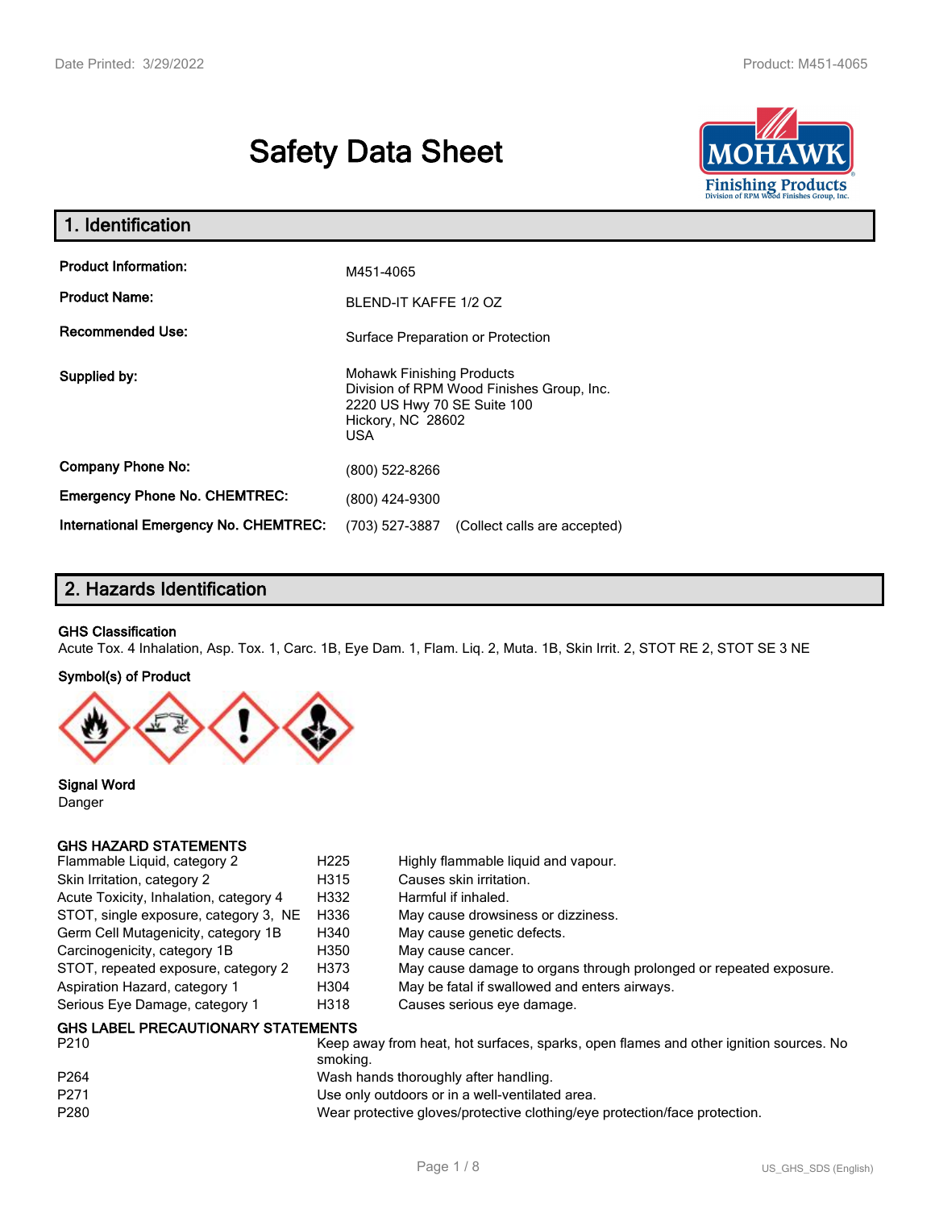# Safety Data Sheet

## 1. Identification

| | |
|---|---|
| **Product Information:** | M451-4065 |
| **Product Name:** | BLEND-IT KAFFE 1/2 OZ |
| **Recommended Use:** | Surface Preparation or Protection |
| **Supplied by:** | Mohawk Finishing Products<br>Division of RPM Wood Finishes Group, Inc.<br>2220 US Hwy 70 SE Suite 100<br>Hickory, NC 28602<br>USA |
| **Company Phone No:** | (800) 522-8266 |
| **Emergency Phone No. CHEMTREC:** | (800) 424-9300 |
| **International Emergency No. CHEMTREC:** | (703) 527-3887 (Collect calls are accepted) |

## 2. Hazards Identification

**GHS Classification**

Acute Tox. 4 Inhalation, Asp. Tox. 1, Carc. 1B, Eye Dam. 1, Flam. Liq. 2, Muta. 1B, Skin Irrit. 2, STOT RE 2, STOT SE 3 NE

**Symbol(s) of Product**

**Signal Word**

Danger

**GHS HAZARD STATEMENTS**

| | | |
|---|---|---|
| Flammable Liquid, category 2 | H225 | Highly flammable liquid and vapour. |
| Skin Irritation, category 2 | H315 | Causes skin irritation. |
| Acute Toxicity, Inhalation, category 4 | H332 | Harmful if inhaled. |
| STOT, single exposure, category 3, NE | H336 | May cause drowsiness or dizziness. |
| Germ Cell Mutagenicity, category 1B | H340 | May cause genetic defects. |
| Carcinogenicity, category 1B | H350 | May cause cancer. |
| STOT, repeated exposure, category 2 | H373 | May cause damage to organs through prolonged or repeated exposure. |
| Aspiration Hazard, category 1 | H304 | May be fatal if swallowed and enters airways. |
| Serious Eye Damage, category 1 | H318 | Causes serious eye damage. |

**GHS LABEL PRECAUTIONARY STATEMENTS**

| | |
|---|---|
| P210 | Keep away from heat, hot surfaces, sparks, open flames and other ignition sources. No smoking. |
| P264 | Wash hands thoroughly after handling. |
| P271 | Use only outdoors or in a well-ventilated area. |
| P280 | Wear protective gloves/protective clothing/eye protection/face protection. |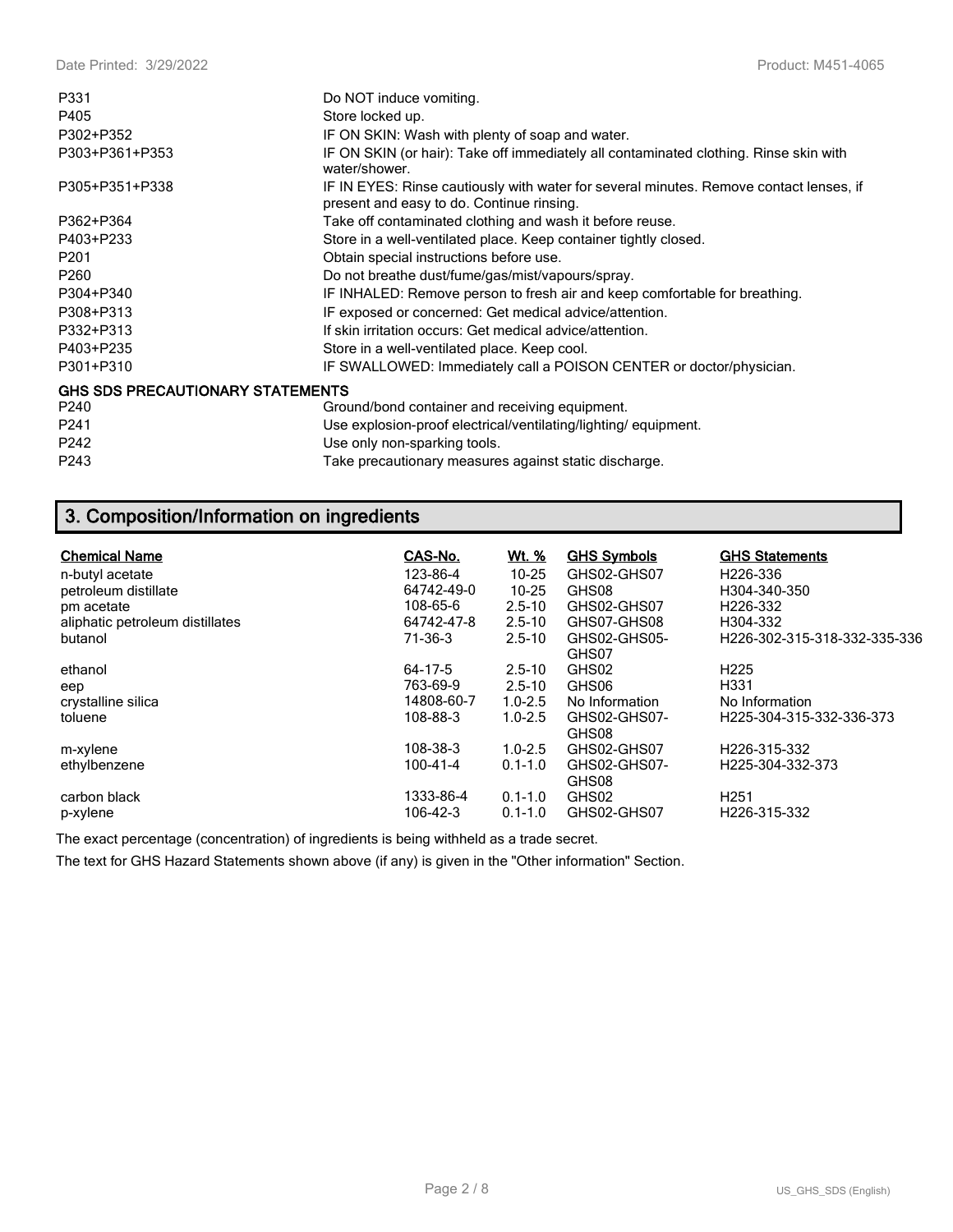| | |
|---|---|
| P331 | Do NOT induce vomiting. |
| P405 | Store locked up. |
| P302+P352 | IF ON SKIN: Wash with plenty of soap and water. |
| P303+P361+P353 | IF ON SKIN (or hair): Take off immediately all contaminated clothing. Rinse skin with water/shower. |
| P305+P351+P338 | IF IN EYES: Rinse cautiously with water for several minutes. Remove contact lenses, if present and easy to do. Continue rinsing. |
| P362+P364 | Take off contaminated clothing and wash it before reuse. |
| P403+P233 | Store in a well-ventilated place. Keep container tightly closed. |
| P201 | Obtain special instructions before use. |
| P260 | Do not breathe dust/fume/gas/mist/vapours/spray. |
| P304+P340 | IF INHALED: Remove person to fresh air and keep comfortable for breathing. |
| P308+P313 | IF exposed or concerned: Get medical advice/attention. |
| P332+P313 | If skin irritation occurs: Get medical advice/attention. |
| P403+P235 | Store in a well-ventilated place. Keep cool. |
| P301+P310 | IF SWALLOWED: Immediately call a POISON CENTER or doctor/physician. |

**GHS SDS PRECAUTIONARY STATEMENTS**

| | |
|---|---|
| P240 | Ground/bond container and receiving equipment. |
| P241 | Use explosion-proof electrical/ventilating/lighting/ equipment. |
| P242 | Use only non-sparking tools. |
| P243 | Take precautionary measures against static discharge. |

## 3. Composition/Information on ingredients

| Chemical Name | CAS-No. | Wt. % | GHS Symbols | GHS Statements |
|---|---|---|---|---|
| n-butyl acetate | 123-86-4 | 10-25 | GHS02-GHS07 | H226-336 |
| petroleum distillate | 64742-49-0 | 10-25 | GHS08 | H304-340-350 |
| pm acetate | 108-65-6 | 2.5-10 | GHS02-GHS07 | H226-332 |
| aliphatic petroleum distillates | 64742-47-8 | 2.5-10 | GHS07-GHS08 | H304-332 |
| butanol | 71-36-3 | 2.5-10 | GHS02-GHS05-GHS07 | H226-302-315-318-332-335-336 |
| ethanol | 64-17-5 | 2.5-10 | GHS02 | H225 |
| eep | 763-69-9 | 2.5-10 | GHS06 | H331 |
| crystalline silica | 14808-60-7 | 1.0-2.5 | No Information | No Information |
| toluene | 108-88-3 | 1.0-2.5 | GHS02-GHS07-GHS08 | H225-304-315-332-336-373 |
| m-xylene | 108-38-3 | 1.0-2.5 | GHS02-GHS07 | H226-315-332 |
| ethylbenzene | 100-41-4 | 0.1-1.0 | GHS02-GHS07-GHS08 | H225-304-332-373 |
| carbon black | 1333-86-4 | 0.1-1.0 | GHS02 | H251 |
| p-xylene | 106-42-3 | 0.1-1.0 | GHS02-GHS07 | H226-315-332 |

The exact percentage (concentration) of ingredients is being withheld as a trade secret.

The text for GHS Hazard Statements shown above (if any) is given in the "Other information" Section.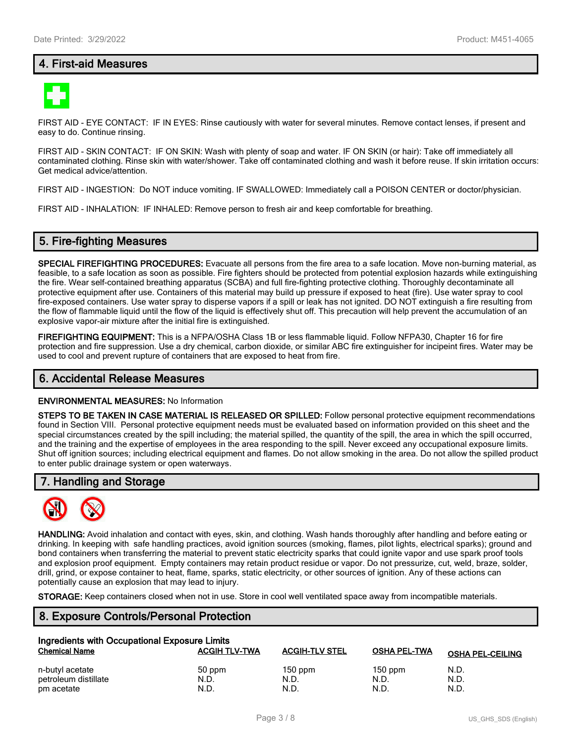## 4. First-aid Measures

FIRST AID - EYE CONTACT: IF IN EYES: Rinse cautiously with water for several minutes. Remove contact lenses, if present and easy to do. Continue rinsing.

FIRST AID - SKIN CONTACT: IF ON SKIN: Wash with plenty of soap and water. IF ON SKIN (or hair): Take off immediately all contaminated clothing. Rinse skin with water/shower. Take off contaminated clothing and wash it before reuse. If skin irritation occurs: Get medical advice/attention.

FIRST AID - INGESTION: Do NOT induce vomiting. IF SWALLOWED: Immediately call a POISON CENTER or doctor/physician.

FIRST AID - INHALATION: IF INHALED: Remove person to fresh air and keep comfortable for breathing.

## 5. Fire-fighting Measures

**SPECIAL FIREFIGHTING PROCEDURES:** Evacuate all persons from the fire area to a safe location. Move non-burning material, as feasible, to a safe location as soon as possible. Fire fighters should be protected from potential explosion hazards while extinguishing the fire. Wear self-contained breathing apparatus (SCBA) and full fire-fighting protective clothing. Thoroughly decontaminate all protective equipment after use. Containers of this material may build up pressure if exposed to heat (fire). Use water spray to cool fire-exposed containers. Use water spray to disperse vapors if a spill or leak has not ignited. DO NOT extinguish a fire resulting from the flow of flammable liquid until the flow of the liquid is effectively shut off. This precaution will help prevent the accumulation of an explosive vapor-air mixture after the initial fire is extinguished.

**FIREFIGHTING EQUIPMENT:** This is a NFPA/OSHA Class 1B or less flammable liquid. Follow NFPA30, Chapter 16 for fire protection and fire suppression. Use a dry chemical, carbon dioxide, or similar ABC fire extinguisher for incipeint fires. Water may be used to cool and prevent rupture of containers that are exposed to heat from fire.

## 6. Accidental Release Measures

**ENVIRONMENTAL MEASURES:** No Information

**STEPS TO BE TAKEN IN CASE MATERIAL IS RELEASED OR SPILLED:** Follow personal protective equipment recommendations found in Section VIII. Personal protective equipment needs must be evaluated based on information provided on this sheet and the special circumstances created by the spill including; the material spilled, the quantity of the spill, the area in which the spill occurred, and the training and the expertise of employees in the area responding to the spill. Never exceed any occupational exposure limits. Shut off ignition sources; including electrical equipment and flames. Do not allow smoking in the area. Do not allow the spilled product to enter public drainage system or open waterways.

## 7. Handling and Storage

**HANDLING:** Avoid inhalation and contact with eyes, skin, and clothing. Wash hands thoroughly after handling and before eating or drinking. In keeping with safe handling practices, avoid ignition sources (smoking, flames, pilot lights, electrical sparks); ground and bond containers when transferring the material to prevent static electricity sparks that could ignite vapor and use spark proof tools and explosion proof equipment. Empty containers may retain product residue or vapor. Do not pressurize, cut, weld, braze, solder, drill, grind, or expose container to heat, flame, sparks, static electricity, or other sources of ignition. Any of these actions can potentially cause an explosion that may lead to injury.

**STORAGE:** Keep containers closed when not in use. Store in cool well ventilated space away from incompatible materials.

## 8. Exposure Controls/Personal Protection

**Ingredients with Occupational Exposure Limits**

| Chemical Name | ACGIH TLV-TWA | ACGIH-TLV STEL | OSHA PEL-TWA | OSHA PEL-CEILING |
|---|---|---|---|---|
| n-butyl acetate | 50 ppm | 150 ppm | 150 ppm | N.D. |
| petroleum distillate | N.D. | N.D. | N.D. | N.D. |
| pm acetate | N.D. | N.D. | N.D. | N.D. |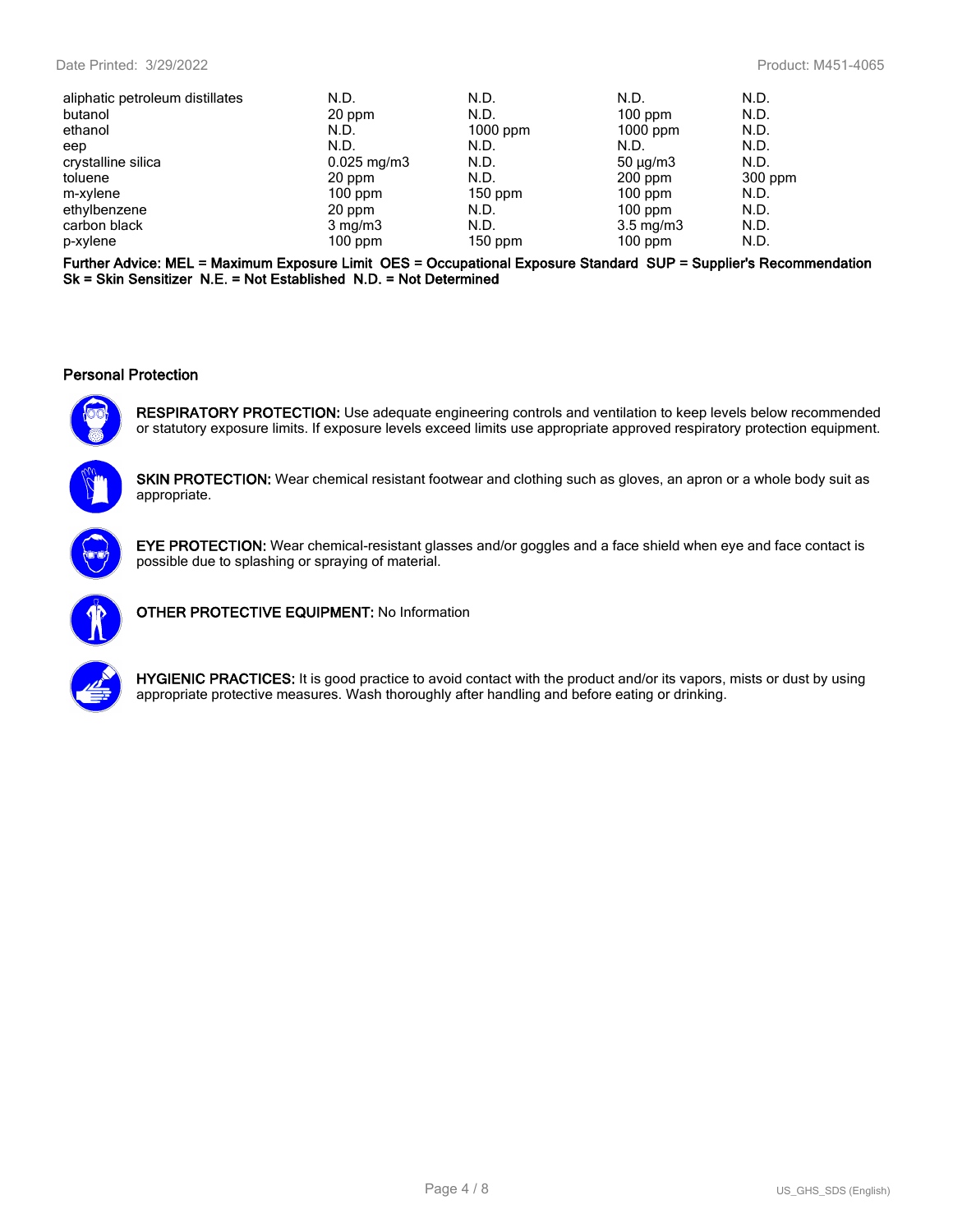| | | | | |
|---|---|---|---|---|
| aliphatic petroleum distillates | N.D. | N.D. | N.D. | N.D. |
| butanol | 20 ppm | N.D. | 100 ppm | N.D. |
| ethanol | N.D. | 1000 ppm | 1000 ppm | N.D. |
| eep | N.D. | N.D. | N.D. | N.D. |
| crystalline silica | 0.025 mg/m3 | N.D. | 50 µg/m3 | N.D. |
| toluene | 20 ppm | N.D. | 200 ppm | 300 ppm |
| m-xylene | 100 ppm | 150 ppm | 100 ppm | N.D. |
| ethylbenzene | 20 ppm | N.D. | 100 ppm | N.D. |
| carbon black | 3 mg/m3 | N.D. | 3.5 mg/m3 | N.D. |
| p-xylene | 100 ppm | 150 ppm | 100 ppm | N.D. |

**Further Advice: MEL = Maximum Exposure Limit OES = Occupational Exposure Standard SUP = Supplier's Recommendation Sk = Skin Sensitizer N.E. = Not Established N.D. = Not Determined**

### Personal Protection

**RESPIRATORY PROTECTION:** Use adequate engineering controls and ventilation to keep levels below recommended or statutory exposure limits. If exposure levels exceed limits use appropriate approved respiratory protection equipment.

**SKIN PROTECTION:** Wear chemical resistant footwear and clothing such as gloves, an apron or a whole body suit as appropriate.

**EYE PROTECTION:** Wear chemical-resistant glasses and/or goggles and a face shield when eye and face contact is possible due to splashing or spraying of material.

**OTHER PROTECTIVE EQUIPMENT:** No Information

**HYGIENIC PRACTICES:** It is good practice to avoid contact with the product and/or its vapors, mists or dust by using appropriate protective measures. Wash thoroughly after handling and before eating or drinking.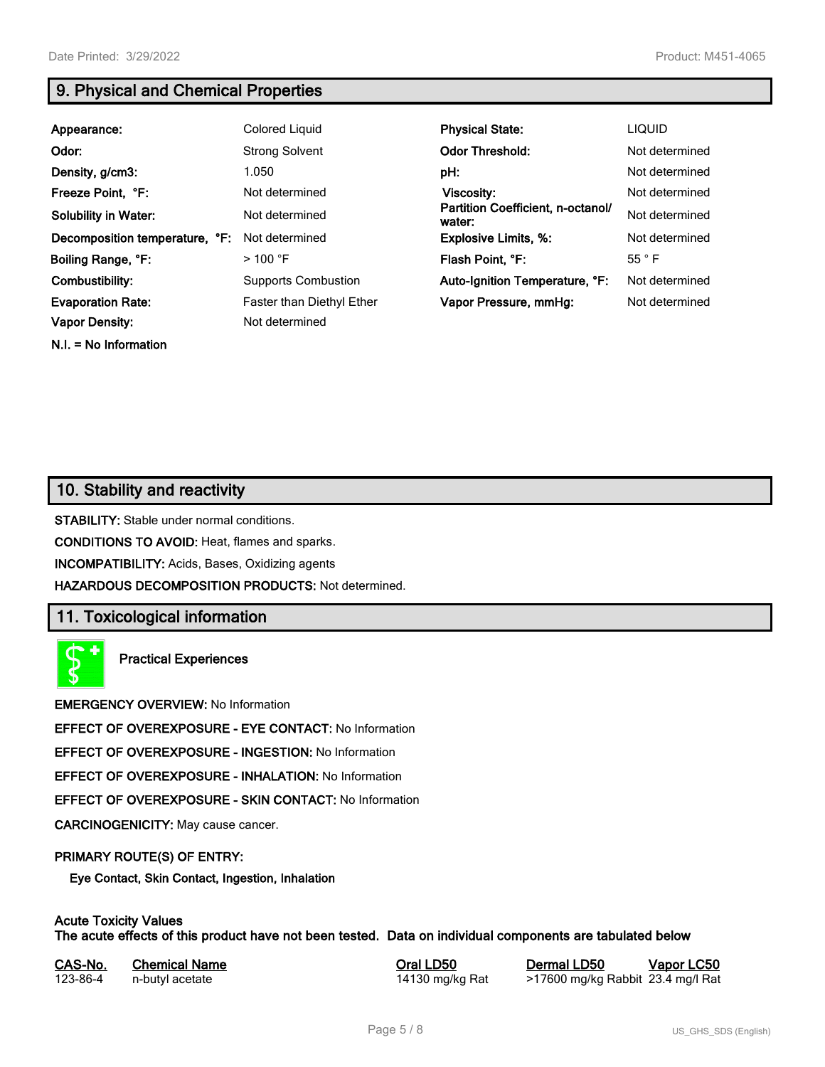## 9. Physical and Chemical Properties

| | | | |
|---|---|---|---|
| **Appearance:** | Colored Liquid | **Physical State:** | LIQUID |
| **Odor:** | Strong Solvent | **Odor Threshold:** | Not determined |
| **Density, g/cm3:** | 1.050 | **pH:** | Not determined |
| **Freeze Point, °F:** | Not determined | **Viscosity:** | Not determined |
| **Solubility in Water:** | Not determined | **Partition Coefficient, n-octanol/ water:** | Not determined |
| **Decomposition temperature, °F:** | Not determined | **Explosive Limits, %:** | Not determined |
| **Boiling Range, °F:** | > 100 °F | **Flash Point, °F:** | 55 ° F |
| **Combustibility:** | Supports Combustion | **Auto-Ignition Temperature, °F:** | Not determined |
| **Evaporation Rate:** | Faster than Diethyl Ether | **Vapor Pressure, mmHg:** | Not determined |
| **Vapor Density:** | Not determined | | |

**N.I. = No Information**

## 10. Stability and reactivity

**STABILITY:** Stable under normal conditions.

**CONDITIONS TO AVOID:** Heat, flames and sparks.

**INCOMPATIBILITY:** Acids, Bases, Oxidizing agents

**HAZARDOUS DECOMPOSITION PRODUCTS:** Not determined.

## 11. Toxicological information

**Practical Experiences**

**EMERGENCY OVERVIEW:** No Information

**EFFECT OF OVEREXPOSURE - EYE CONTACT:** No Information

**EFFECT OF OVEREXPOSURE - INGESTION:** No Information

**EFFECT OF OVEREXPOSURE - INHALATION:** No Information

**EFFECT OF OVEREXPOSURE - SKIN CONTACT:** No Information

**CARCINOGENICITY:** May cause cancer.

**PRIMARY ROUTE(S) OF ENTRY:**

**Eye Contact, Skin Contact, Ingestion, Inhalation**

**Acute Toxicity Values**
**The acute effects of this product have not been tested. Data on individual components are tabulated below**

| CAS-No. | Chemical Name | Oral LD50 | Dermal LD50 | Vapor LC50 |
|---|---|---|---|---|
| 123-86-4 | n-butyl acetate | 14130 mg/kg Rat | >17600 mg/kg Rabbit | 23.4 mg/l Rat |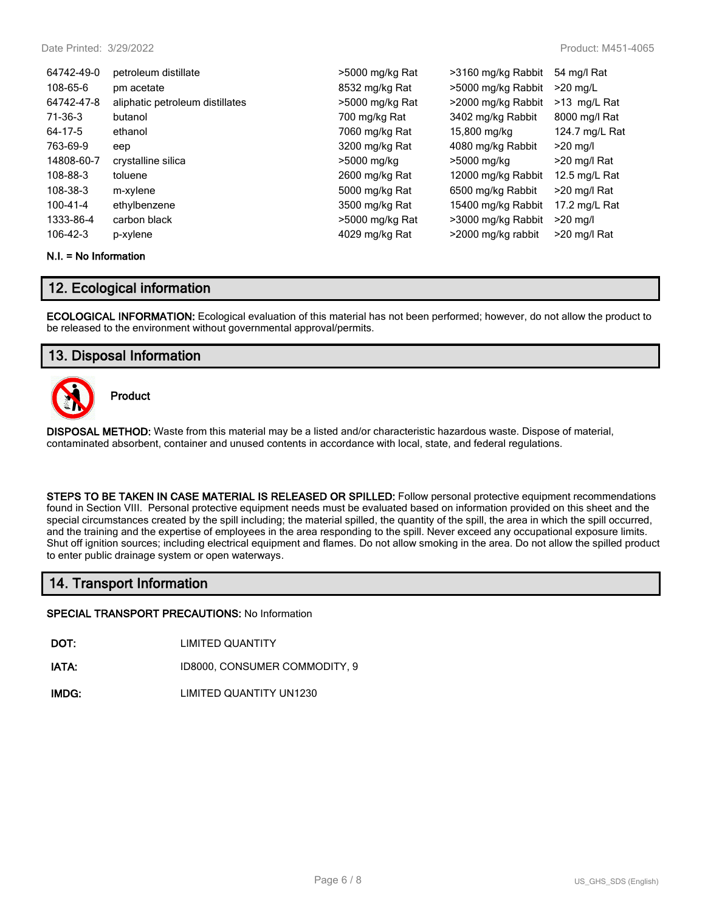| | | | | |
|---|---|---|---|---|
| 64742-49-0 | petroleum distillate | >5000 mg/kg Rat | >3160 mg/kg Rabbit | 54 mg/l Rat |
| 108-65-6 | pm acetate | 8532 mg/kg Rat | >5000 mg/kg Rabbit | >20 mg/L |
| 64742-47-8 | aliphatic petroleum distillates | >5000 mg/kg Rat | >2000 mg/kg Rabbit | >13 mg/L Rat |
| 71-36-3 | butanol | 700 mg/kg Rat | 3402 mg/kg Rabbit | 8000 mg/l Rat |
| 64-17-5 | ethanol | 7060 mg/kg Rat | 15,800 mg/kg | 124.7 mg/L Rat |
| 763-69-9 | eep | 3200 mg/kg Rat | 4080 mg/kg Rabbit | >20 mg/l |
| 14808-60-7 | crystalline silica | >5000 mg/kg | >5000 mg/kg | >20 mg/l Rat |
| 108-88-3 | toluene | 2600 mg/kg Rat | 12000 mg/kg Rabbit | 12.5 mg/L Rat |
| 108-38-3 | m-xylene | 5000 mg/kg Rat | 6500 mg/kg Rabbit | >20 mg/l Rat |
| 100-41-4 | ethylbenzene | 3500 mg/kg Rat | 15400 mg/kg Rabbit | 17.2 mg/L Rat |
| 1333-86-4 | carbon black | >5000 mg/kg Rat | >3000 mg/kg Rabbit | >20 mg/l |
| 106-42-3 | p-xylene | 4029 mg/kg Rat | >2000 mg/kg rabbit | >20 mg/l Rat |

**N.I. = No Information**

## 12. Ecological information

**ECOLOGICAL INFORMATION:** Ecological evaluation of this material has not been performed; however, do not allow the product to be released to the environment without governmental approval/permits.

## 13. Disposal Information

**Product**

**DISPOSAL METHOD:** Waste from this material may be a listed and/or characteristic hazardous waste. Dispose of material, contaminated absorbent, container and unused contents in accordance with local, state, and federal regulations.

**STEPS TO BE TAKEN IN CASE MATERIAL IS RELEASED OR SPILLED:** Follow personal protective equipment recommendations found in Section VIII. Personal protective equipment needs must be evaluated based on information provided on this sheet and the special circumstances created by the spill including; the material spilled, the quantity of the spill, the area in which the spill occurred, and the training and the expertise of employees in the area responding to the spill. Never exceed any occupational exposure limits. Shut off ignition sources; including electrical equipment and flames. Do not allow smoking in the area. Do not allow the spilled product to enter public drainage system or open waterways.

## 14. Transport Information

**SPECIAL TRANSPORT PRECAUTIONS:** No Information

**DOT:** LIMITED QUANTITY

**IATA:** ID8000, CONSUMER COMMODITY, 9

**IMDG:** LIMITED QUANTITY UN1230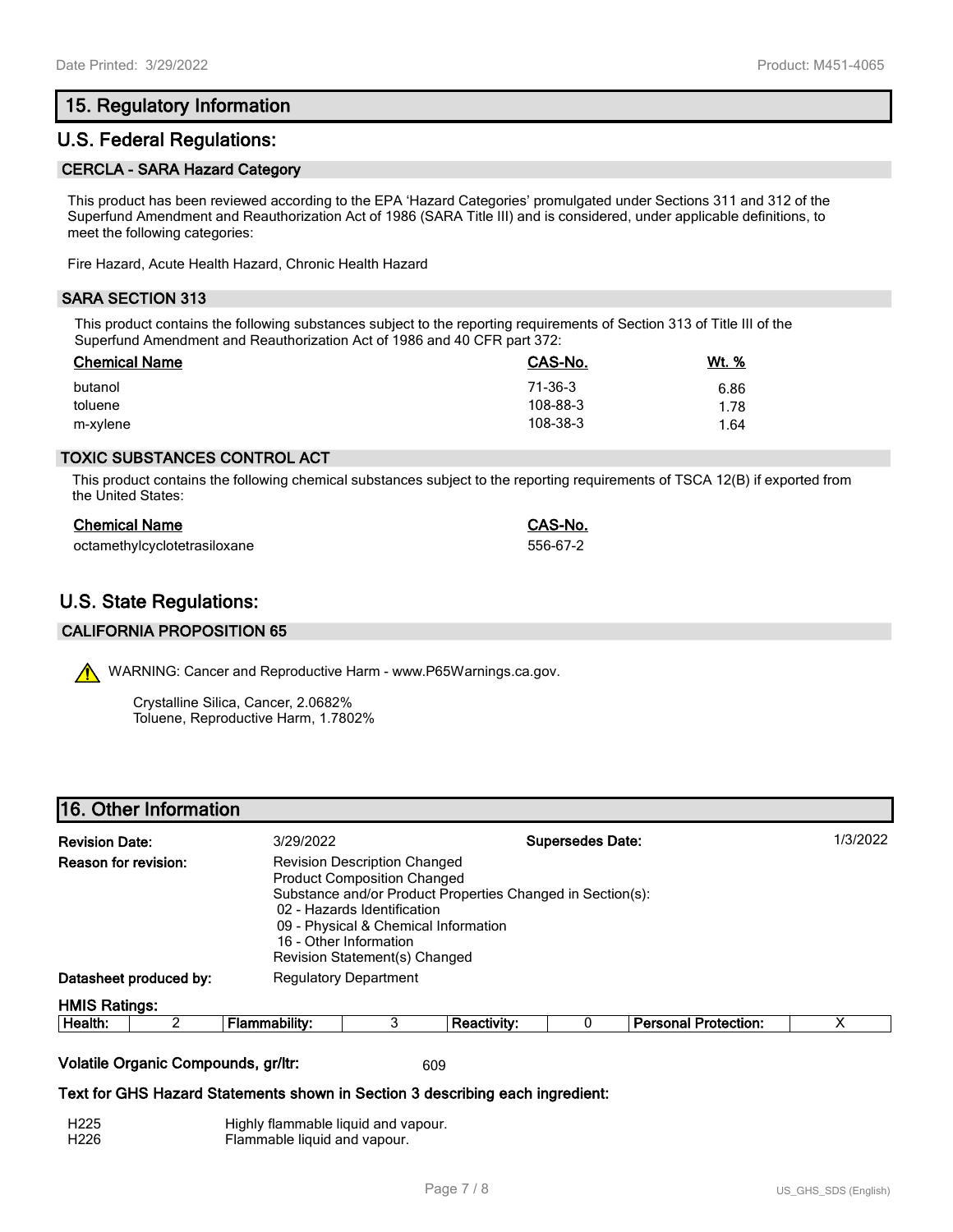## 15. Regulatory Information

## U.S. Federal Regulations:

### CERCLA - SARA Hazard Category

This product has been reviewed according to the EPA 'Hazard Categories' promulgated under Sections 311 and 312 of the Superfund Amendment and Reauthorization Act of 1986 (SARA Title III) and is considered, under applicable definitions, to meet the following categories:

Fire Hazard, Acute Health Hazard, Chronic Health Hazard

### SARA SECTION 313

This product contains the following substances subject to the reporting requirements of Section 313 of Title III of the Superfund Amendment and Reauthorization Act of 1986 and 40 CFR part 372:

| Chemical Name | CAS-No. | Wt. % |
|---|---|---|
| butanol | 71-36-3 | 6.86 |
| toluene | 108-88-3 | 1.78 |
| m-xylene | 108-38-3 | 1.64 |

### TOXIC SUBSTANCES CONTROL ACT

This product contains the following chemical substances subject to the reporting requirements of TSCA 12(B) if exported from the United States:

| Chemical Name | CAS-No. |
|---|---|
| octamethylcyclotetrasiloxane | 556-67-2 |

## U.S. State Regulations:

### CALIFORNIA PROPOSITION 65

WARNING: Cancer and Reproductive Harm - www.P65Warnings.ca.gov.

Crystalline Silica, Cancer, 2.0682%
Toluene, Reproductive Harm, 1.7802%

## 16. Other Information

**Revision Date:** 3/29/2022 **Supersedes Date:** 1/3/2022

**Reason for revision:**
Revision Description Changed
Product Composition Changed
Substance and/or Product Properties Changed in Section(s):
02 - Hazards Identification
09 - Physical & Chemical Information
16 - Other Information
Revision Statement(s) Changed

**Datasheet produced by:** Regulatory Department

**HMIS Ratings:**

| Health: | 2 | Flammability: | 3 | Reactivity: | 0 | Personal Protection: | X |
|---|---|---|---|---|---|---|---|

**Volatile Organic Compounds, gr/ltr:** 609

**Text for GHS Hazard Statements shown in Section 3 describing each ingredient:**

| | |
|---|---|
| H225 | Highly flammable liquid and vapour. |
| H226 | Flammable liquid and vapour. |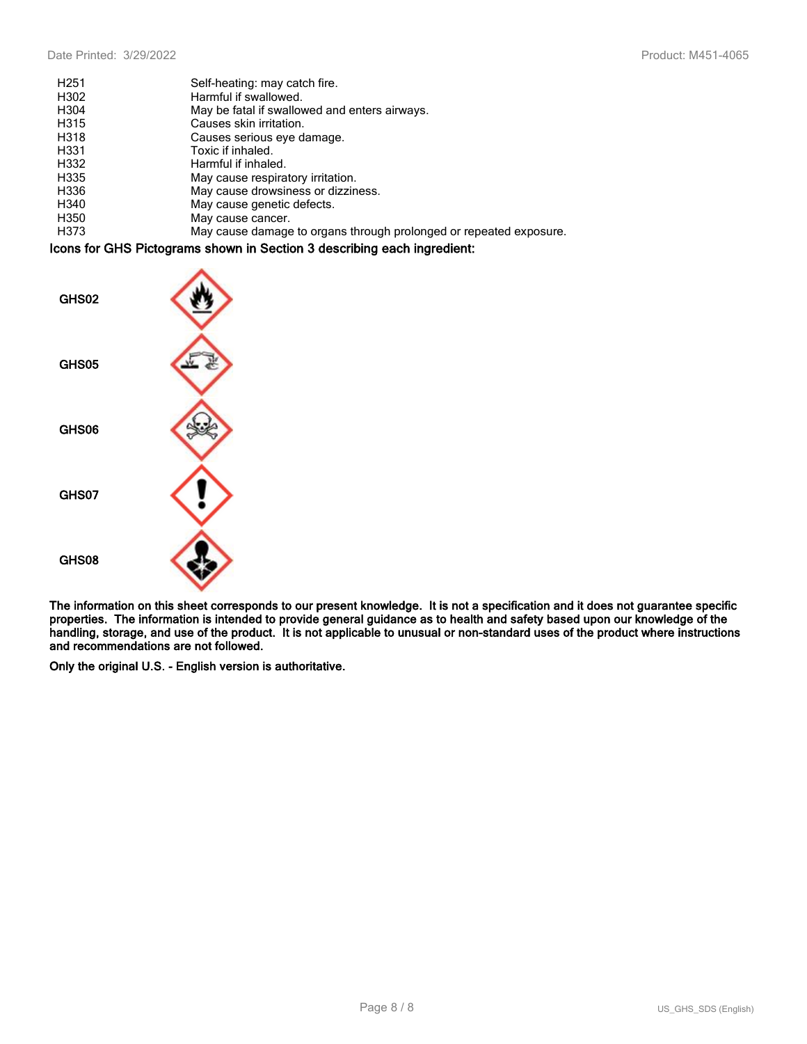| | |
|---|---|
| H251 | Self-heating: may catch fire. |
| H302 | Harmful if swallowed. |
| H304 | May be fatal if swallowed and enters airways. |
| H315 | Causes skin irritation. |
| H318 | Causes serious eye damage. |
| H331 | Toxic if inhaled. |
| H332 | Harmful if inhaled. |
| H335 | May cause respiratory irritation. |
| H336 | May cause drowsiness or dizziness. |
| H340 | May cause genetic defects. |
| H350 | May cause cancer. |
| H373 | May cause damage to organs through prolonged or repeated exposure. |

**Icons for GHS Pictograms shown in Section 3 describing each ingredient:**

**GHS02**

**GHS05**

**GHS06**

**GHS07**

**GHS08**

**The information on this sheet corresponds to our present knowledge. It is not a specification and it does not guarantee specific properties. The information is intended to provide general guidance as to health and safety based upon our knowledge of the handling, storage, and use of the product. It is not applicable to unusual or non-standard uses of the product where instructions and recommendations are not followed.**

**Only the original U.S. - English version is authoritative.**